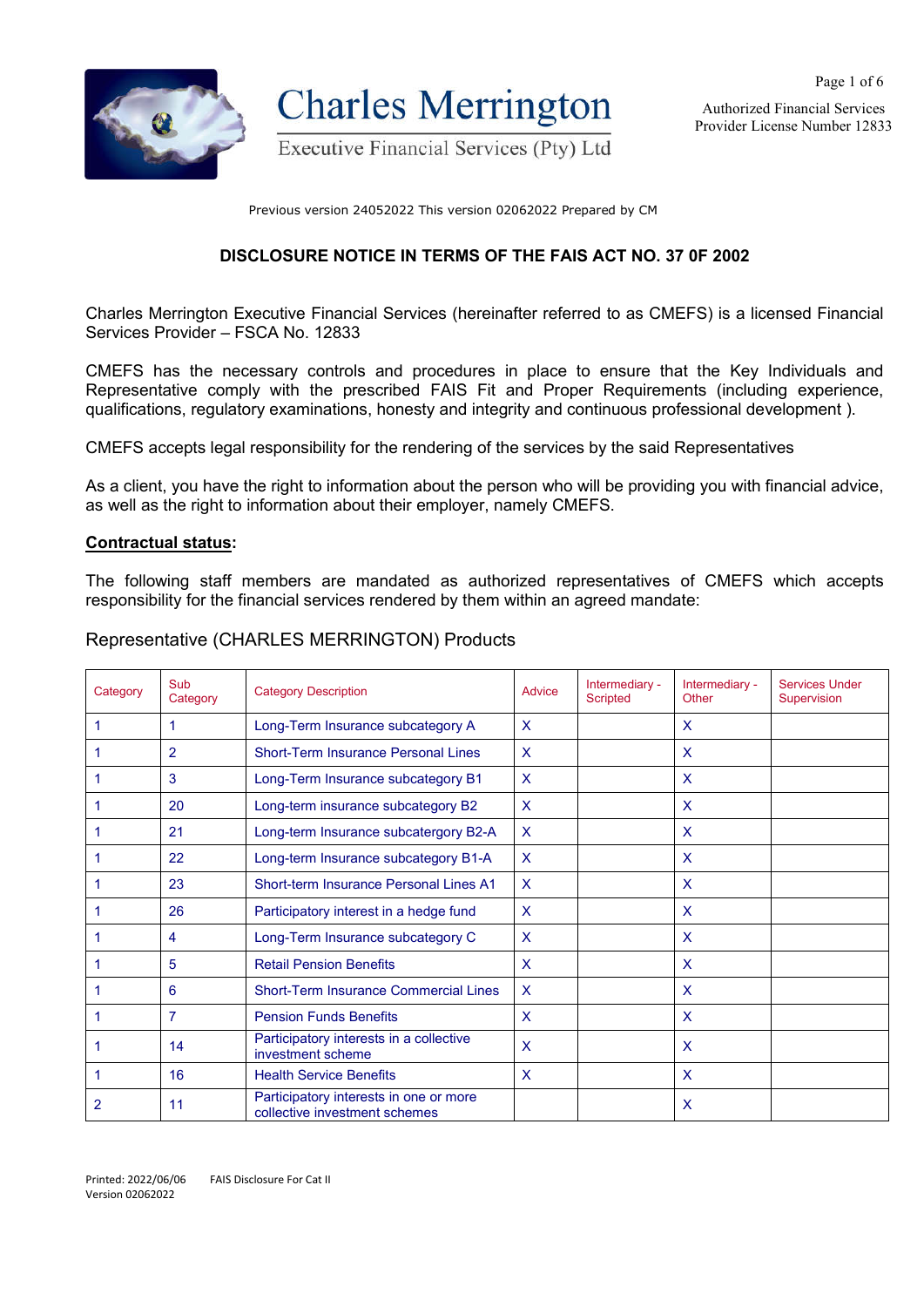# Charles Merrington

Executive Financial Services (Pty) Ltd

Authorized Financial Services Provider License Number 12833

Previous version 24052022 This version 02062022 Prepared by CM

## DISCLOSURE NOTICE IN TERMS OF THE FAIS ACT NO. 37 0F 2002

Charles Merrington Executive Financial Services (hereinafter referred to as CMEFS) is a licensed Financial Services Provider – FSCA No. 12833

CMEFS has the necessary controls and procedures in place to ensure that the Key Individuals and Representative comply with the prescribed FAIS Fit and Proper Requirements (including experience, qualifications, regulatory examinations, honesty and integrity and continuous professional development ).

CMEFS accepts legal responsibility for the rendering of the services by the said Representatives

As a client, you have the right to information about the person who will be providing you with financial advice, as well as the right to information about their employer, namely CMEFS.

**Contractual status:**

The following staff members are mandated as authorized representatives of CMEFS which accepts responsibility for the financial services rendered by them within an agreed mandate:

Representative (CHARLES MERRINGTON) Products

| Category | Sub Category | Category Description | Advice | Intermediary - Scripted | Intermediary - Other | Services Under Supervision |
|---|---|---|---|---|---|---|
| 1 | 1 | Long-Term Insurance subcategory A | X | | X | |
| 1 | 2 | Short-Term Insurance Personal Lines | X | | X | |
| 1 | 3 | Long-Term Insurance subcategory B1 | X | | X | |
| 1 | 20 | Long-term insurance subcategory B2 | X | | X | |
| 1 | 21 | Long-term Insurance subcatergory B2-A | X | | X | |
| 1 | 22 | Long-term Insurance subcategory B1-A | X | | X | |
| 1 | 23 | Short-term Insurance Personal Lines A1 | X | | X | |
| 1 | 26 | Participatory interest in a hedge fund | X | | X | |
| 1 | 4 | Long-Term Insurance subcategory C | X | | X | |
| 1 | 5 | Retail Pension Benefits | X | | X | |
| 1 | 6 | Short-Term Insurance Commercial Lines | X | | X | |
| 1 | 7 | Pension Funds Benefits | X | | X | |
| 1 | 14 | Participatory interests in a collective investment scheme | X | | X | |
| 1 | 16 | Health Service Benefits | X | | X | |
| 2 | 11 | Participatory interests in one or more collective investment schemes | | | X | |

Printed: 2022/06/06 FAIS Disclosure For Cat II
Version 02062022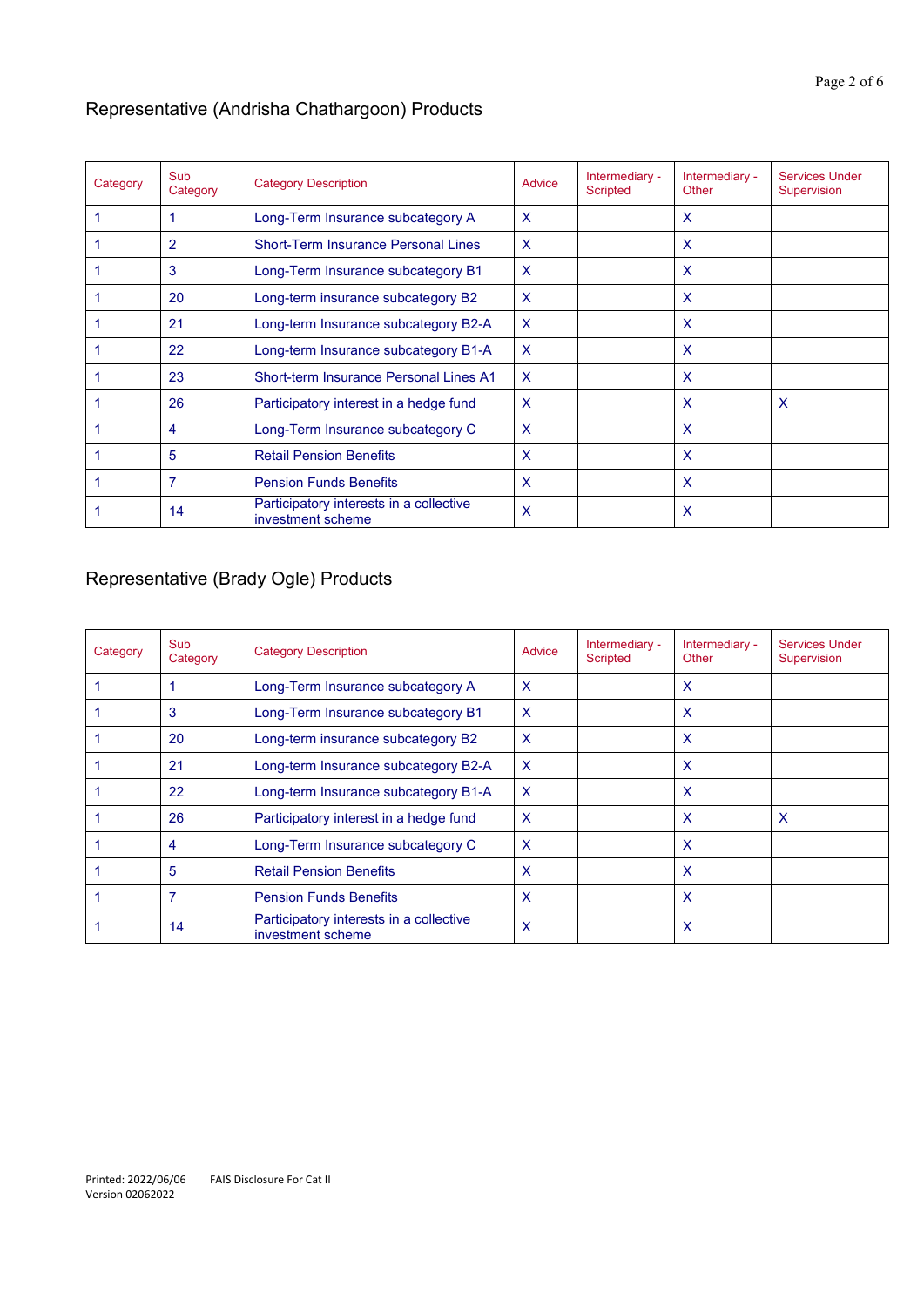## Representative (Andrisha Chathargoon) Products

| Category | Sub Category | Category Description | Advice | Intermediary - Scripted | Intermediary - Other | Services Under Supervision |
|---|---|---|---|---|---|---|
| 1 | 1 | Long-Term Insurance subcategory A | X | | X | |
| 1 | 2 | Short-Term Insurance Personal Lines | X | | X | |
| 1 | 3 | Long-Term Insurance subcategory B1 | X | | X | |
| 1 | 20 | Long-term insurance subcategory B2 | X | | X | |
| 1 | 21 | Long-term Insurance subcategory B2-A | X | | X | |
| 1 | 22 | Long-term Insurance subcategory B1-A | X | | X | |
| 1 | 23 | Short-term Insurance Personal Lines A1 | X | | X | |
| 1 | 26 | Participatory interest in a hedge fund | X | | X | X |
| 1 | 4 | Long-Term Insurance subcategory C | X | | X | |
| 1 | 5 | Retail Pension Benefits | X | | X | |
| 1 | 7 | Pension Funds Benefits | X | | X | |
| 1 | 14 | Participatory interests in a collective investment scheme | X | | X | |

## Representative (Brady Ogle) Products

| Category | Sub Category | Category Description | Advice | Intermediary - Scripted | Intermediary - Other | Services Under Supervision |
|---|---|---|---|---|---|---|
| 1 | 1 | Long-Term Insurance subcategory A | X | | X | |
| 1 | 3 | Long-Term Insurance subcategory B1 | X | | X | |
| 1 | 20 | Long-term insurance subcategory B2 | X | | X | |
| 1 | 21 | Long-term Insurance subcategory B2-A | X | | X | |
| 1 | 22 | Long-term Insurance subcategory B1-A | X | | X | |
| 1 | 26 | Participatory interest in a hedge fund | X | | X | X |
| 1 | 4 | Long-Term Insurance subcategory C | X | | X | |
| 1 | 5 | Retail Pension Benefits | X | | X | |
| 1 | 7 | Pension Funds Benefits | X | | X | |
| 1 | 14 | Participatory interests in a collective investment scheme | X | | X | |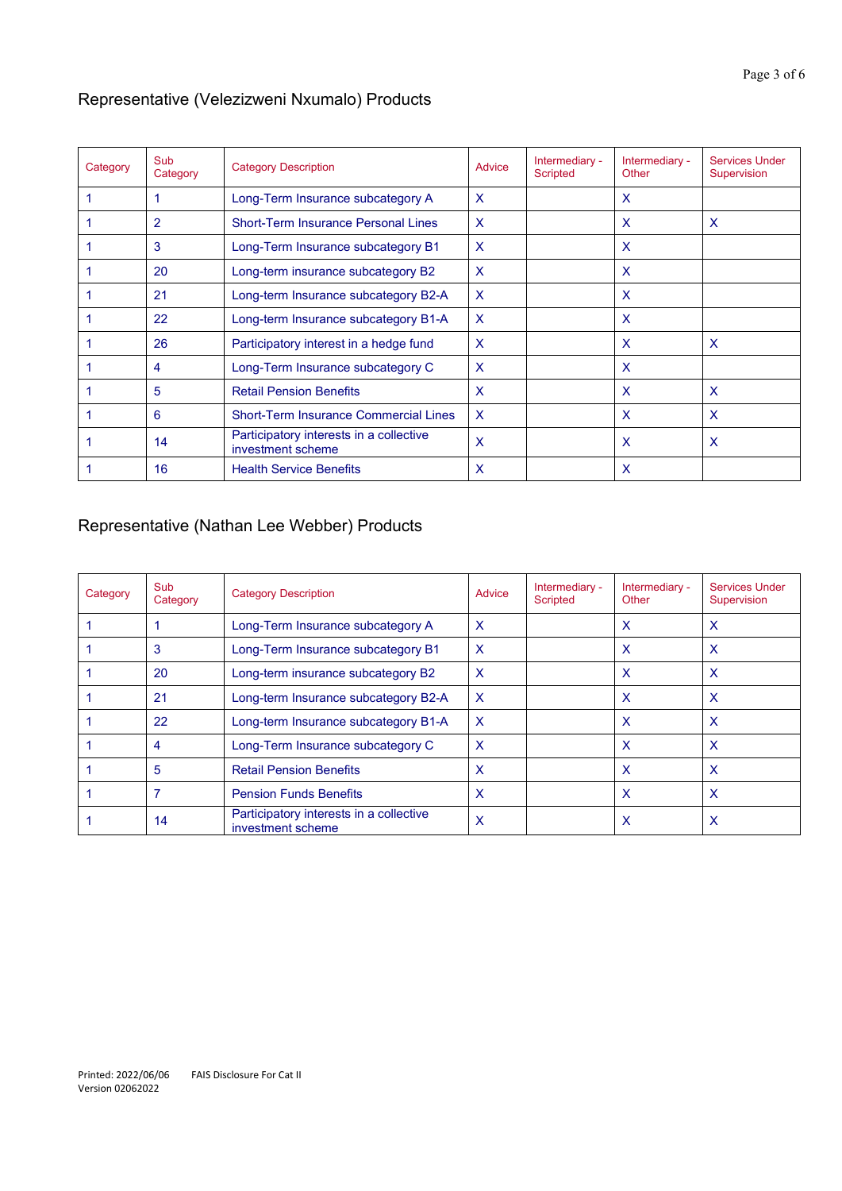## Representative (Velezizweni Nxumalo) Products

| Category | Sub Category | Category Description | Advice | Intermediary - Scripted | Intermediary - Other | Services Under Supervision |
|---|---|---|---|---|---|---|
| 1 | 1 | Long-Term Insurance subcategory A | X | | X | |
| 1 | 2 | Short-Term Insurance Personal Lines | X | | X | X |
| 1 | 3 | Long-Term Insurance subcategory B1 | X | | X | |
| 1 | 20 | Long-term insurance subcategory B2 | X | | X | |
| 1 | 21 | Long-term Insurance subcategory B2-A | X | | X | |
| 1 | 22 | Long-term Insurance subcategory B1-A | X | | X | |
| 1 | 26 | Participatory interest in a hedge fund | X | | X | X |
| 1 | 4 | Long-Term Insurance subcategory C | X | | X | |
| 1 | 5 | Retail Pension Benefits | X | | X | X |
| 1 | 6 | Short-Term Insurance Commercial Lines | X | | X | X |
| 1 | 14 | Participatory interests in a collective investment scheme | X | | X | X |
| 1 | 16 | Health Service Benefits | X | | X | |

## Representative (Nathan Lee Webber) Products

| Category | Sub Category | Category Description | Advice | Intermediary - Scripted | Intermediary - Other | Services Under Supervision |
|---|---|---|---|---|---|---|
| 1 | 1 | Long-Term Insurance subcategory A | X | | X | X |
| 1 | 3 | Long-Term Insurance subcategory B1 | X | | X | X |
| 1 | 20 | Long-term insurance subcategory B2 | X | | X | X |
| 1 | 21 | Long-term Insurance subcategory B2-A | X | | X | X |
| 1 | 22 | Long-term Insurance subcategory B1-A | X | | X | X |
| 1 | 4 | Long-Term Insurance subcategory C | X | | X | X |
| 1 | 5 | Retail Pension Benefits | X | | X | X |
| 1 | 7 | Pension Funds Benefits | X | | X | X |
| 1 | 14 | Participatory interests in a collective investment scheme | X | | X | X |

Printed: 2022/06/06 FAIS Disclosure For Cat II
Version 02062022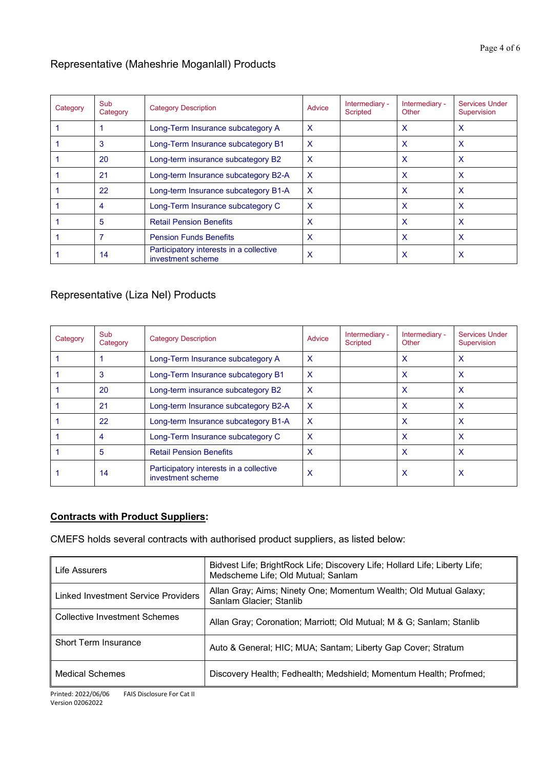## Representative (Maheshrie Moganlall) Products

| Category | Sub Category | Category Description | Advice | Intermediary - Scripted | Intermediary - Other | Services Under Supervision |
|---|---|---|---|---|---|---|
| 1 | 1 | Long-Term Insurance subcategory A | X | | X | X |
| 1 | 3 | Long-Term Insurance subcategory B1 | X | | X | X |
| 1 | 20 | Long-term insurance subcategory B2 | X | | X | X |
| 1 | 21 | Long-term Insurance subcategory B2-A | X | | X | X |
| 1 | 22 | Long-term Insurance subcategory B1-A | X | | X | X |
| 1 | 4 | Long-Term Insurance subcategory C | X | | X | X |
| 1 | 5 | Retail Pension Benefits | X | | X | X |
| 1 | 7 | Pension Funds Benefits | X | | X | X |
| 1 | 14 | Participatory interests in a collective investment scheme | X | | X | X |

## Representative (Liza Nel) Products

| Category | Sub Category | Category Description | Advice | Intermediary - Scripted | Intermediary - Other | Services Under Supervision |
|---|---|---|---|---|---|---|
| 1 | 1 | Long-Term Insurance subcategory A | X | | X | X |
| 1 | 3 | Long-Term Insurance subcategory B1 | X | | X | X |
| 1 | 20 | Long-term insurance subcategory B2 | X | | X | X |
| 1 | 21 | Long-term Insurance subcategory B2-A | X | | X | X |
| 1 | 22 | Long-term Insurance subcategory B1-A | X | | X | X |
| 1 | 4 | Long-Term Insurance subcategory C | X | | X | X |
| 1 | 5 | Retail Pension Benefits | X | | X | X |
| 1 | 14 | Participatory interests in a collective investment scheme | X | | X | X |

**Contracts with Product Suppliers**:

CMEFS holds several contracts with authorised product suppliers, as listed below:

| | |
|---|---|
| Life Assurers | Bidvest Life; BrightRock Life; Discovery Life; Hollard Life; Liberty Life; Medscheme Life; Old Mutual; Sanlam |
| Linked Investment Service Providers | Allan Gray; Aims; Ninety One; Momentum Wealth; Old Mutual Galaxy; Sanlam Glacier; Stanlib |
| Collective Investment Schemes | Allan Gray; Coronation; Marriott; Old Mutual; M & G; Sanlam; Stanlib |
| Short Term Insurance | Auto & General; HIC; MUA; Santam; Liberty Gap Cover; Stratum |
| Medical Schemes | Discovery Health; Fedhealth; Medshield; Momentum Health; Profmed; |

Printed: 2022/06/06 FAIS Disclosure For Cat II
Version 02062022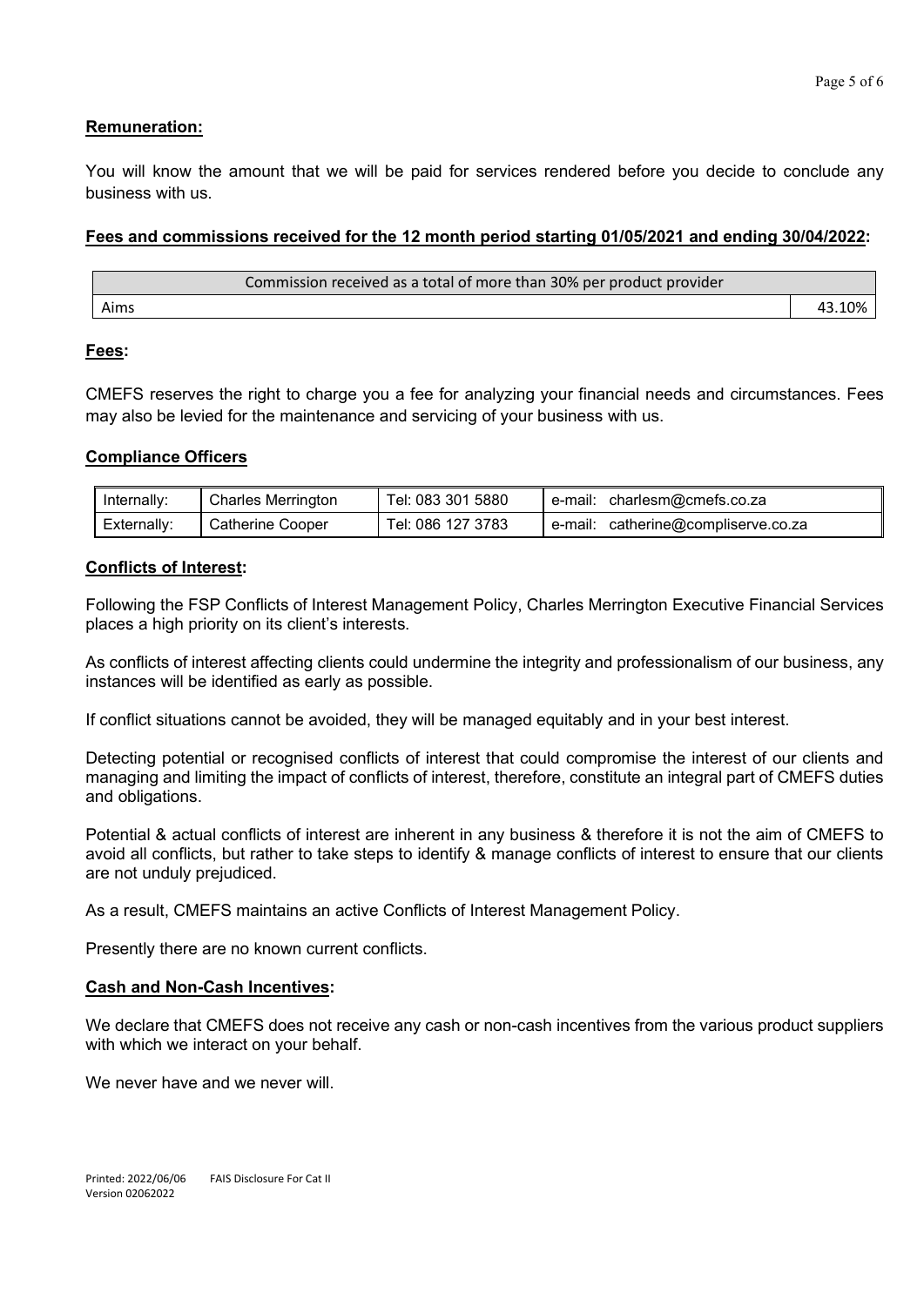**Remuneration:**

You will know the amount that we will be paid for services rendered before you decide to conclude any business with us.

**Fees and commissions received for the 12 month period starting 01/05/2021 and ending 30/04/2022:**

| Commission received as a total of more than 30% per product provider | |
|---|---|
| Aims | 43.10% |

**Fees:**

CMEFS reserves the right to charge you a fee for analyzing your financial needs and circumstances. Fees may also be levied for the maintenance and servicing of your business with us.

**Compliance Officers**

| | | | |
|---|---|---|---|
| Internally: | Charles Merrington | Tel: 083 301 5880 | e-mail: charlesm@cmefs.co.za |
| Externally: | Catherine Cooper | Tel: 086 127 3783 | e-mail: catherine@compliserve.co.za |

**Conflicts of Interest:**

Following the FSP Conflicts of Interest Management Policy, Charles Merrington Executive Financial Services places a high priority on its client's interests.

As conflicts of interest affecting clients could undermine the integrity and professionalism of our business, any instances will be identified as early as possible.

If conflict situations cannot be avoided, they will be managed equitably and in your best interest.

Detecting potential or recognised conflicts of interest that could compromise the interest of our clients and managing and limiting the impact of conflicts of interest, therefore, constitute an integral part of CMEFS duties and obligations.

Potential & actual conflicts of interest are inherent in any business & therefore it is not the aim of CMEFS to avoid all conflicts, but rather to take steps to identify & manage conflicts of interest to ensure that our clients are not unduly prejudiced.

As a result, CMEFS maintains an active Conflicts of Interest Management Policy.

Presently there are no known current conflicts.

**Cash and Non-Cash Incentives:**

We declare that CMEFS does not receive any cash or non-cash incentives from the various product suppliers with which we interact on your behalf.

We never have and we never will.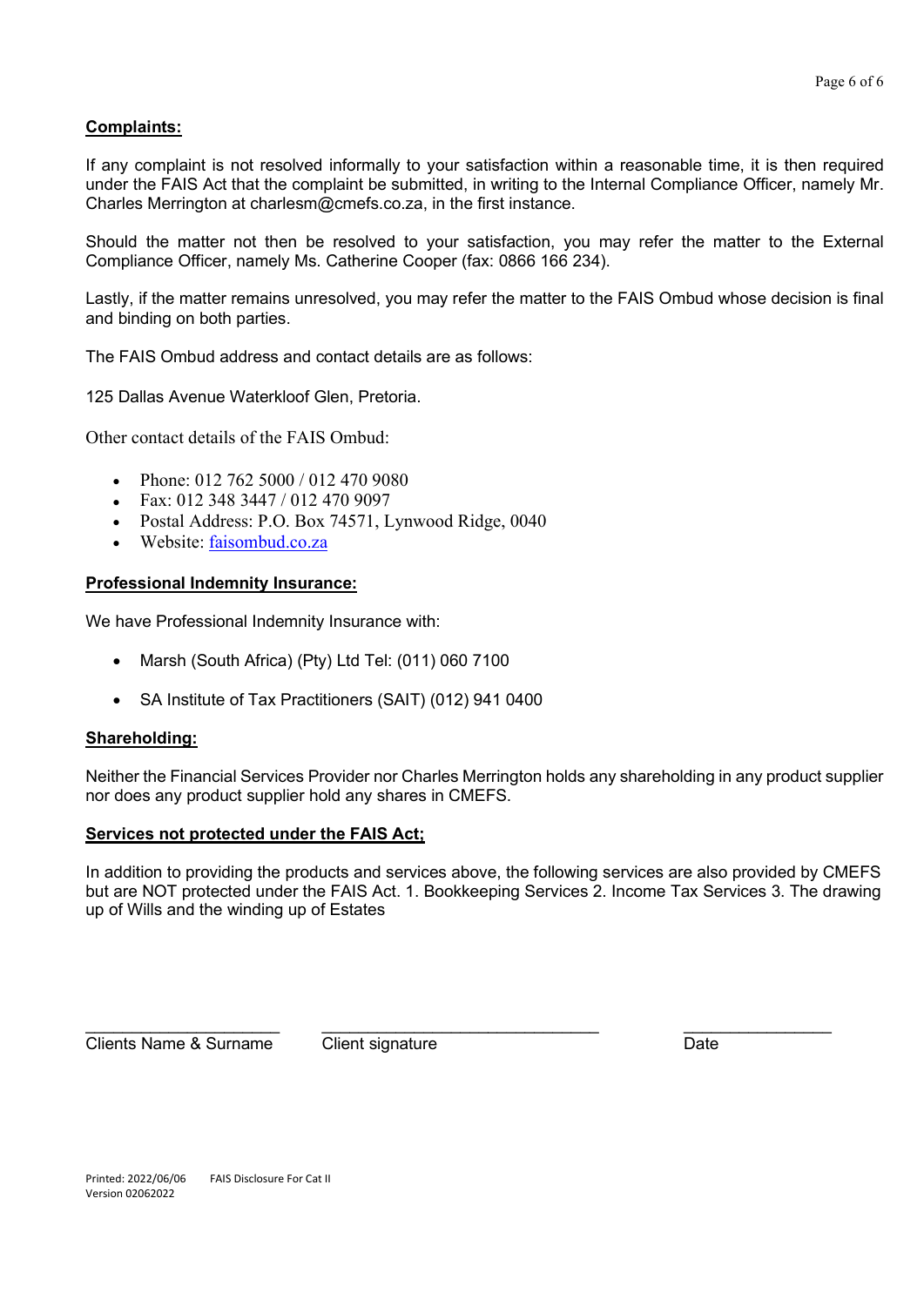**Complaints:**

If any complaint is not resolved informally to your satisfaction within a reasonable time, it is then required under the FAIS Act that the complaint be submitted, in writing to the Internal Compliance Officer, namely Mr. Charles Merrington at charlesm@cmefs.co.za, in the first instance.

Should the matter not then be resolved to your satisfaction, you may refer the matter to the External Compliance Officer, namely Ms. Catherine Cooper (fax: 0866 166 234).

Lastly, if the matter remains unresolved, you may refer the matter to the FAIS Ombud whose decision is final and binding on both parties.

The FAIS Ombud address and contact details are as follows:

125 Dallas Avenue Waterkloof Glen, Pretoria.

Other contact details of the FAIS Ombud:

- Phone: 012 762 5000 / 012 470 9080
- Fax: 012 348 3447 / 012 470 9097
- Postal Address: P.O. Box 74571, Lynwood Ridge, 0040
- Website: faisombud.co.za

**Professional Indemnity Insurance:**

We have Professional Indemnity Insurance with:

- Marsh (South Africa) (Pty) Ltd Tel: (011) 060 7100
- SA Institute of Tax Practitioners (SAIT) (012) 941 0400

**Shareholding:**

Neither the Financial Services Provider nor Charles Merrington holds any shareholding in any product supplier nor does any product supplier hold any shares in CMEFS.

**Services not protected under the FAIS Act;**

In addition to providing the products and services above, the following services are also provided by CMEFS but are NOT protected under the FAIS Act. 1. Bookkeeping Services 2. Income Tax Services 3. The drawing up of Wills and the winding up of Estates

| | | |
|---|---|---|
| _____________________ | _____________________________ | _______________ |
| Clients Name & Surname | Client signature | Date |

Printed: 2022/06/06 FAIS Disclosure For Cat II
Version 02062022